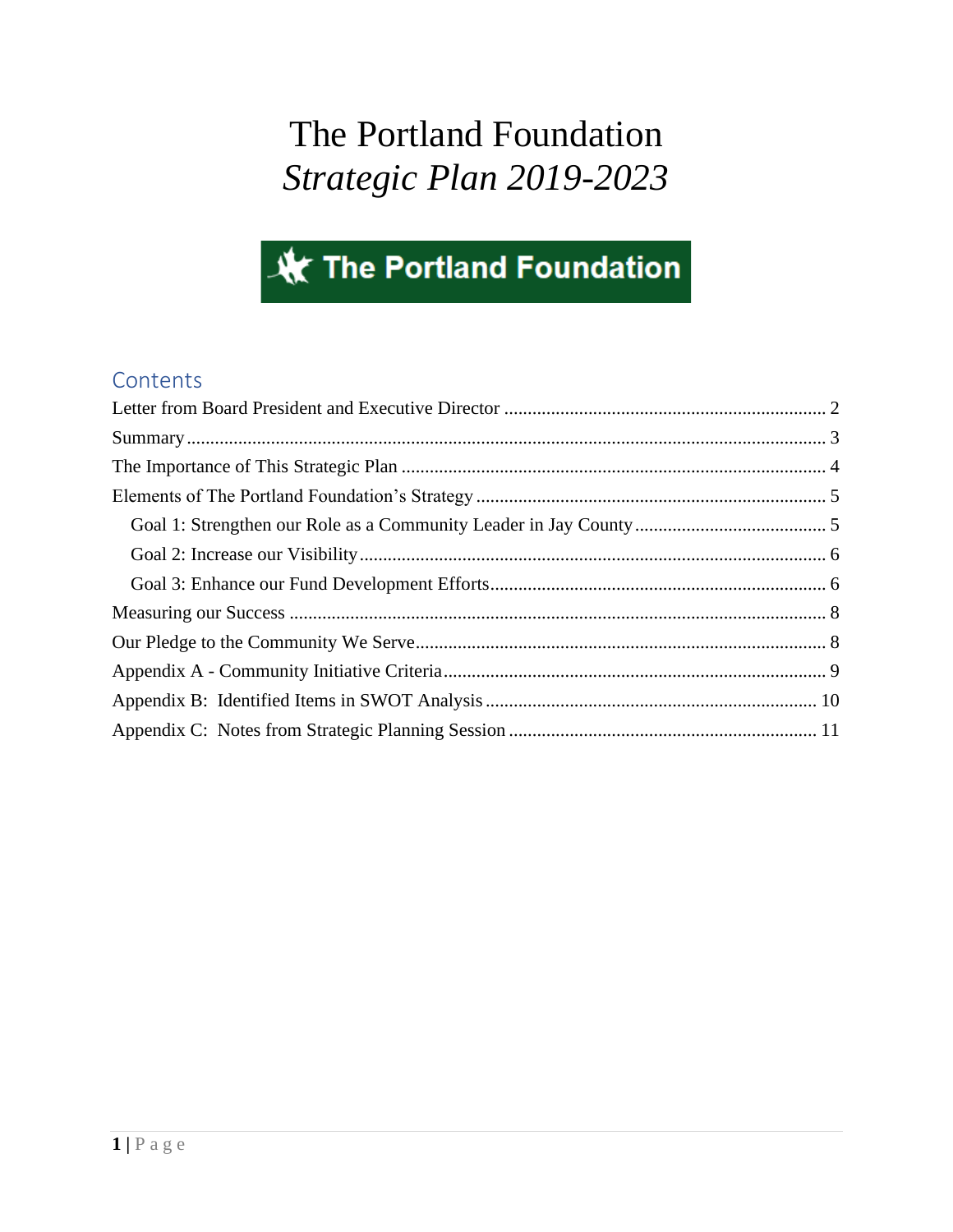# The Portland Foundation
# *Strategic Plan 2019-2023*

The Portland Foundation

## Contents

Letter from Board President and Executive Director ..... 2
Summary ..... 3
The Importance of This Strategic Plan ..... 4
Elements of The Portland Foundation's Strategy ..... 5
- Goal 1: Strengthen our Role as a Community Leader in Jay County ..... 5
- Goal 2: Increase our Visibility ..... 6
- Goal 3: Enhance our Fund Development Efforts ..... 6

Measuring our Success ..... 8
Our Pledge to the Community We Serve ..... 8
Appendix A - Community Initiative Criteria ..... 9
Appendix B: Identified Items in SWOT Analysis ..... 10
Appendix C: Notes from Strategic Planning Session ..... 11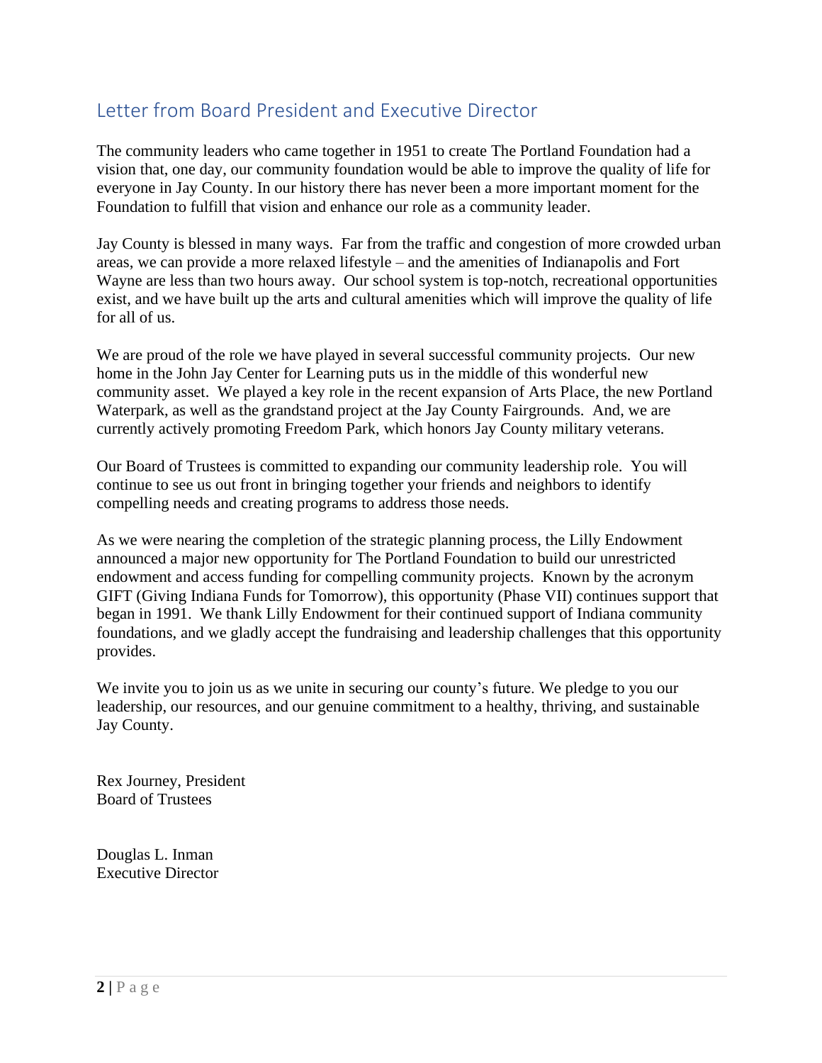## Letter from Board President and Executive Director

The community leaders who came together in 1951 to create The Portland Foundation had a vision that, one day, our community foundation would be able to improve the quality of life for everyone in Jay County. In our history there has never been a more important moment for the Foundation to fulfill that vision and enhance our role as a community leader.

Jay County is blessed in many ways. Far from the traffic and congestion of more crowded urban areas, we can provide a more relaxed lifestyle – and the amenities of Indianapolis and Fort Wayne are less than two hours away. Our school system is top-notch, recreational opportunities exist, and we have built up the arts and cultural amenities which will improve the quality of life for all of us.

We are proud of the role we have played in several successful community projects. Our new home in the John Jay Center for Learning puts us in the middle of this wonderful new community asset. We played a key role in the recent expansion of Arts Place, the new Portland Waterpark, as well as the grandstand project at the Jay County Fairgrounds. And, we are currently actively promoting Freedom Park, which honors Jay County military veterans.

Our Board of Trustees is committed to expanding our community leadership role. You will continue to see us out front in bringing together your friends and neighbors to identify compelling needs and creating programs to address those needs.

As we were nearing the completion of the strategic planning process, the Lilly Endowment announced a major new opportunity for The Portland Foundation to build our unrestricted endowment and access funding for compelling community projects. Known by the acronym GIFT (Giving Indiana Funds for Tomorrow), this opportunity (Phase VII) continues support that began in 1991. We thank Lilly Endowment for their continued support of Indiana community foundations, and we gladly accept the fundraising and leadership challenges that this opportunity provides.

We invite you to join us as we unite in securing our county's future. We pledge to you our leadership, our resources, and our genuine commitment to a healthy, thriving, and sustainable Jay County.

Rex Journey, President
Board of Trustees

Douglas L. Inman
Executive Director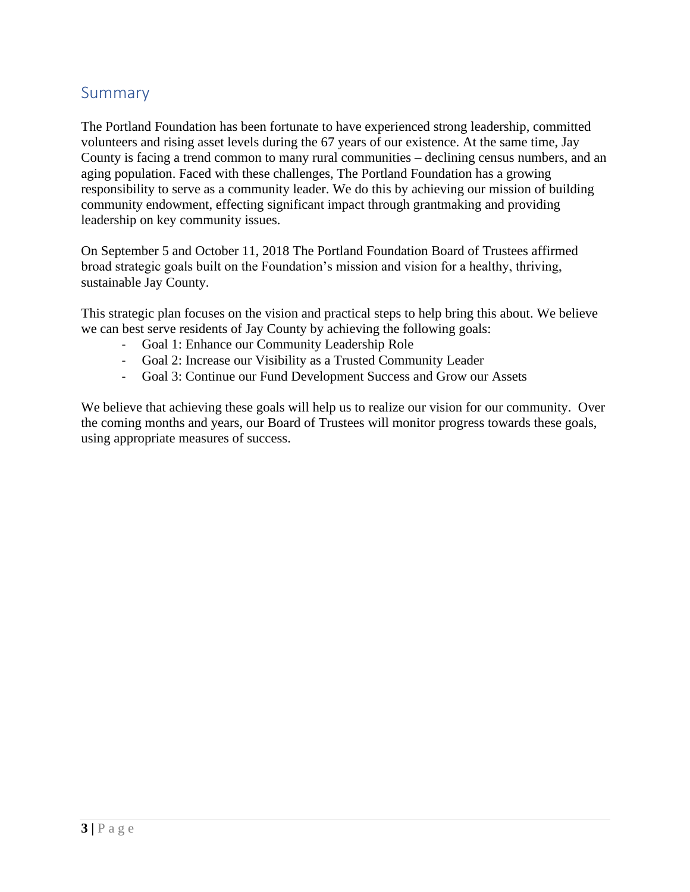## Summary

The Portland Foundation has been fortunate to have experienced strong leadership, committed volunteers and rising asset levels during the 67 years of our existence. At the same time, Jay County is facing a trend common to many rural communities – declining census numbers, and an aging population. Faced with these challenges, The Portland Foundation has a growing responsibility to serve as a community leader. We do this by achieving our mission of building community endowment, effecting significant impact through grantmaking and providing leadership on key community issues.

On September 5 and October 11, 2018 The Portland Foundation Board of Trustees affirmed broad strategic goals built on the Foundation's mission and vision for a healthy, thriving, sustainable Jay County.

This strategic plan focuses on the vision and practical steps to help bring this about. We believe we can best serve residents of Jay County by achieving the following goals:

- Goal 1: Enhance our Community Leadership Role
- Goal 2: Increase our Visibility as a Trusted Community Leader
- Goal 3: Continue our Fund Development Success and Grow our Assets

We believe that achieving these goals will help us to realize our vision for our community. Over the coming months and years, our Board of Trustees will monitor progress towards these goals, using appropriate measures of success.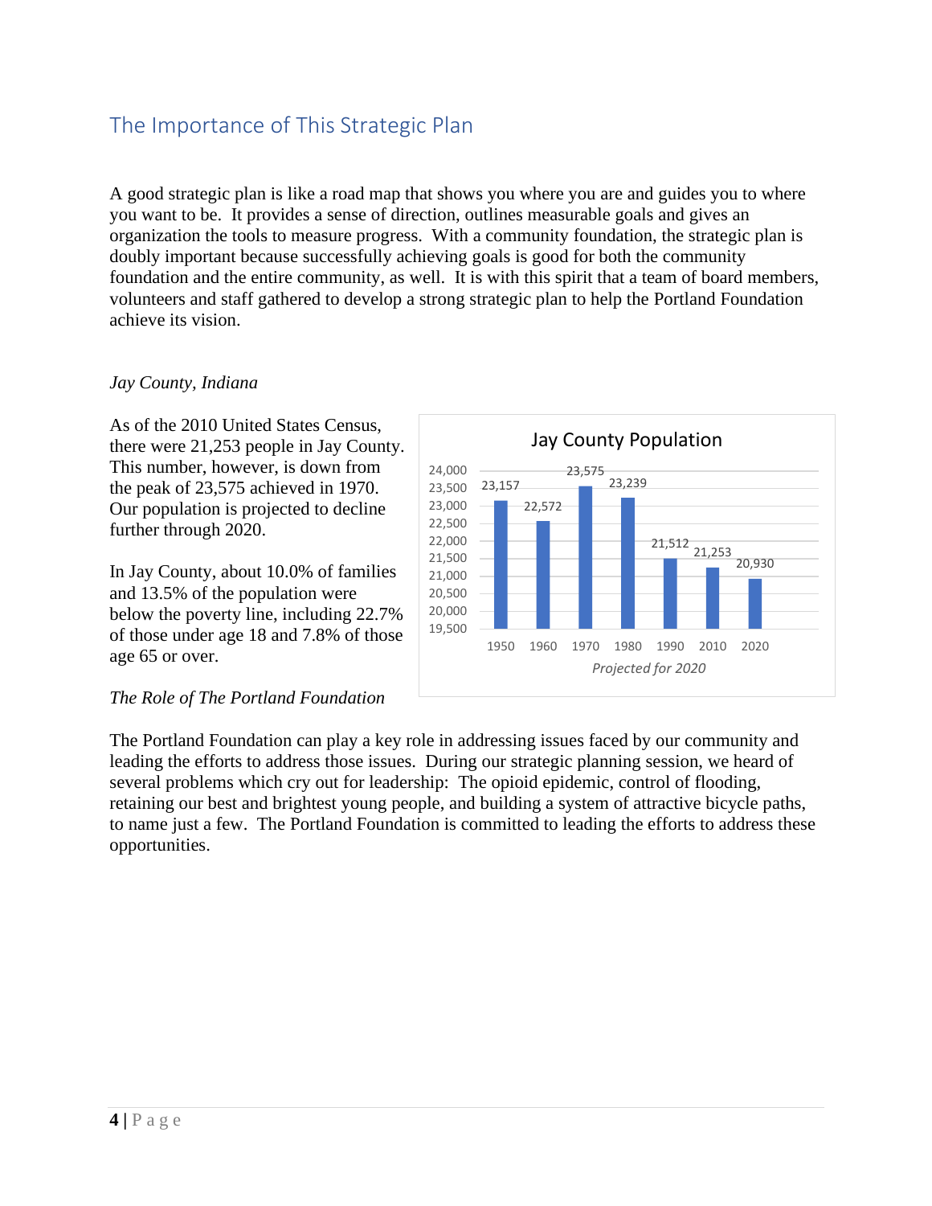## The Importance of This Strategic Plan

A good strategic plan is like a road map that shows you where you are and guides you to where you want to be. It provides a sense of direction, outlines measurable goals and gives an organization the tools to measure progress. With a community foundation, the strategic plan is doubly important because successfully achieving goals is good for both the community foundation and the entire community, as well. It is with this spirit that a team of board members, volunteers and staff gathered to develop a strong strategic plan to help the Portland Foundation achieve its vision.

*Jay County, Indiana*

As of the 2010 United States Census, there were 21,253 people in Jay County. This number, however, is down from the peak of 23,575 achieved in 1970. Our population is projected to decline further through 2020.

In Jay County, about 10.0% of families and 13.5% of the population were below the poverty line, including 22.7% of those under age 18 and 7.8% of those age 65 or over.

**Jay County Population**

| Year | Population |
|---|---|
| 1950 | 23,157 |
| 1960 | 22,572 |
| 1970 | 23,575 |
| 1980 | 23,239 |
| 1990 | 21,512 |
| 2010 | 21,253 |
| 2020 | 20,930 |

*Projected for 2020*

*The Role of The Portland Foundation*

The Portland Foundation can play a key role in addressing issues faced by our community and leading the efforts to address those issues. During our strategic planning session, we heard of several problems which cry out for leadership: The opioid epidemic, control of flooding, retaining our best and brightest young people, and building a system of attractive bicycle paths, to name just a few. The Portland Foundation is committed to leading the efforts to address these opportunities.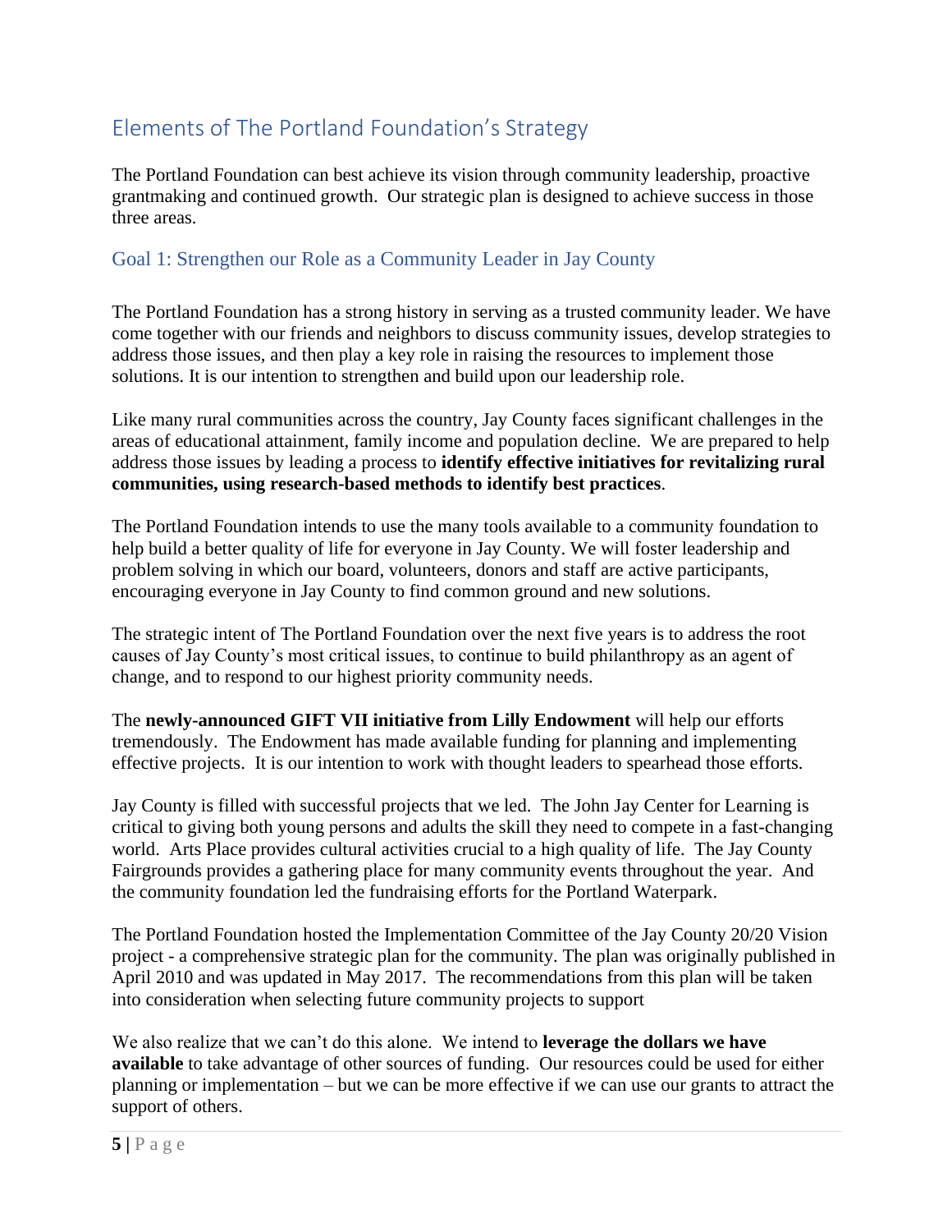## Elements of The Portland Foundation's Strategy

The Portland Foundation can best achieve its vision through community leadership, proactive grantmaking and continued growth. Our strategic plan is designed to achieve success in those three areas.

### Goal 1: Strengthen our Role as a Community Leader in Jay County

The Portland Foundation has a strong history in serving as a trusted community leader. We have come together with our friends and neighbors to discuss community issues, develop strategies to address those issues, and then play a key role in raising the resources to implement those solutions. It is our intention to strengthen and build upon our leadership role.

Like many rural communities across the country, Jay County faces significant challenges in the areas of educational attainment, family income and population decline. We are prepared to help address those issues by leading a process to **identify effective initiatives for revitalizing rural communities, using research-based methods to identify best practices**.

The Portland Foundation intends to use the many tools available to a community foundation to help build a better quality of life for everyone in Jay County. We will foster leadership and problem solving in which our board, volunteers, donors and staff are active participants, encouraging everyone in Jay County to find common ground and new solutions.

The strategic intent of The Portland Foundation over the next five years is to address the root causes of Jay County's most critical issues, to continue to build philanthropy as an agent of change, and to respond to our highest priority community needs.

The **newly-announced GIFT VII initiative from Lilly Endowment** will help our efforts tremendously. The Endowment has made available funding for planning and implementing effective projects. It is our intention to work with thought leaders to spearhead those efforts.

Jay County is filled with successful projects that we led. The John Jay Center for Learning is critical to giving both young persons and adults the skill they need to compete in a fast-changing world. Arts Place provides cultural activities crucial to a high quality of life. The Jay County Fairgrounds provides a gathering place for many community events throughout the year. And the community foundation led the fundraising efforts for the Portland Waterpark.

The Portland Foundation hosted the Implementation Committee of the Jay County 20/20 Vision project - a comprehensive strategic plan for the community. The plan was originally published in April 2010 and was updated in May 2017. The recommendations from this plan will be taken into consideration when selecting future community projects to support

We also realize that we can't do this alone. We intend to **leverage the dollars we have available** to take advantage of other sources of funding. Our resources could be used for either planning or implementation – but we can be more effective if we can use our grants to attract the support of others.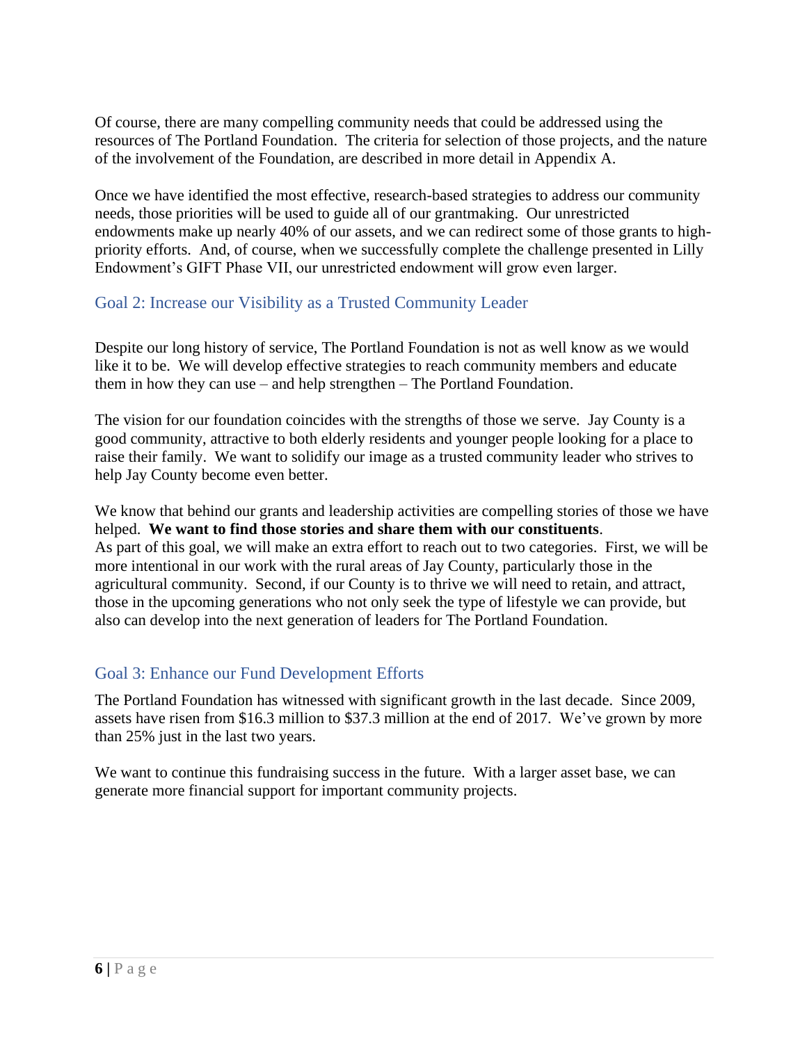Of course, there are many compelling community needs that could be addressed using the resources of The Portland Foundation. The criteria for selection of those projects, and the nature of the involvement of the Foundation, are described in more detail in Appendix A.

Once we have identified the most effective, research-based strategies to address our community needs, those priorities will be used to guide all of our grantmaking. Our unrestricted endowments make up nearly 40% of our assets, and we can redirect some of those grants to high-priority efforts. And, of course, when we successfully complete the challenge presented in Lilly Endowment's GIFT Phase VII, our unrestricted endowment will grow even larger.

## Goal 2: Increase our Visibility as a Trusted Community Leader

Despite our long history of service, The Portland Foundation is not as well know as we would like it to be. We will develop effective strategies to reach community members and educate them in how they can use – and help strengthen – The Portland Foundation.

The vision for our foundation coincides with the strengths of those we serve. Jay County is a good community, attractive to both elderly residents and younger people looking for a place to raise their family. We want to solidify our image as a trusted community leader who strives to help Jay County become even better.

We know that behind our grants and leadership activities are compelling stories of those we have helped. **We want to find those stories and share them with our constituents**.
As part of this goal, we will make an extra effort to reach out to two categories. First, we will be more intentional in our work with the rural areas of Jay County, particularly those in the agricultural community. Second, if our County is to thrive we will need to retain, and attract, those in the upcoming generations who not only seek the type of lifestyle we can provide, but also can develop into the next generation of leaders for The Portland Foundation.

## Goal 3: Enhance our Fund Development Efforts

The Portland Foundation has witnessed with significant growth in the last decade. Since 2009, assets have risen from $16.3 million to $37.3 million at the end of 2017. We've grown by more than 25% just in the last two years.

We want to continue this fundraising success in the future. With a larger asset base, we can generate more financial support for important community projects.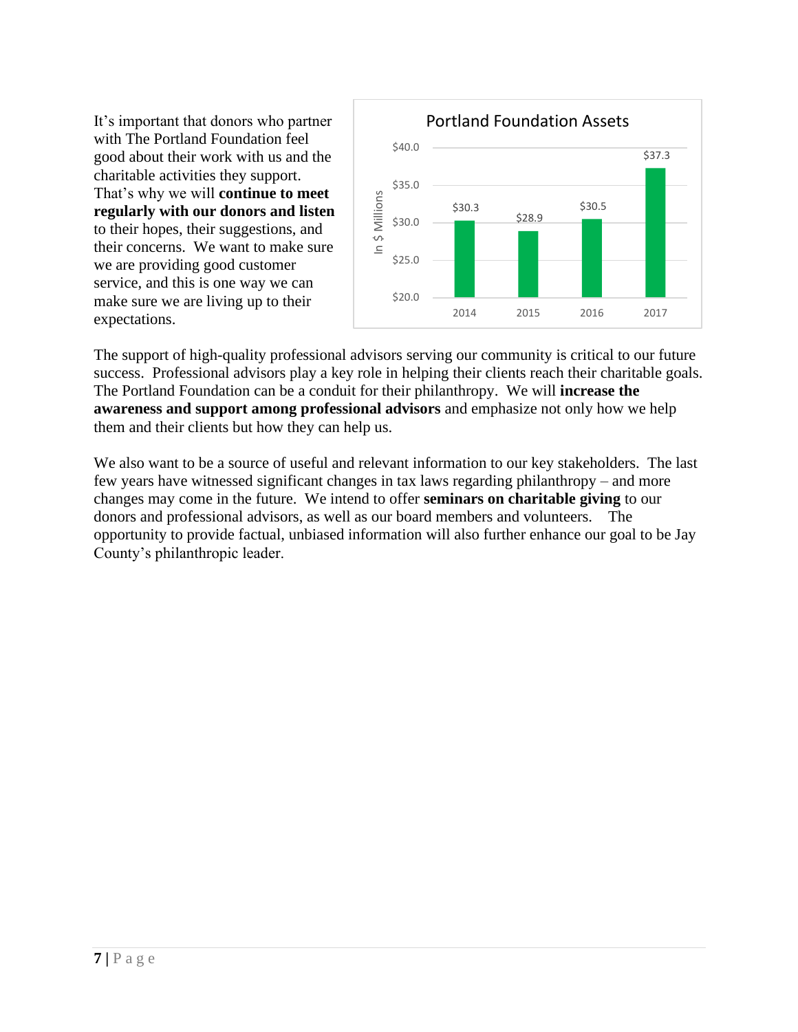It's important that donors who partner with The Portland Foundation feel good about their work with us and the charitable activities they support. That's why we will **continue to meet regularly with our donors and listen** to their hopes, their suggestions, and their concerns. We want to make sure we are providing good customer service, and this is one way we can make sure we are living up to their expectations.

**Portland Foundation Assets** (In $ Millions)

| Year | Assets |
|---|---|
| 2014 | $30.3 |
| 2015 | $28.9 |
| 2016 | $30.5 |
| 2017 | $37.3 |

The support of high-quality professional advisors serving our community is critical to our future success. Professional advisors play a key role in helping their clients reach their charitable goals. The Portland Foundation can be a conduit for their philanthropy. We will **increase the awareness and support among professional advisors** and emphasize not only how we help them and their clients but how they can help us.

We also want to be a source of useful and relevant information to our key stakeholders. The last few years have witnessed significant changes in tax laws regarding philanthropy – and more changes may come in the future. We intend to offer **seminars on charitable giving** to our donors and professional advisors, as well as our board members and volunteers. The opportunity to provide factual, unbiased information will also further enhance our goal to be Jay County's philanthropic leader.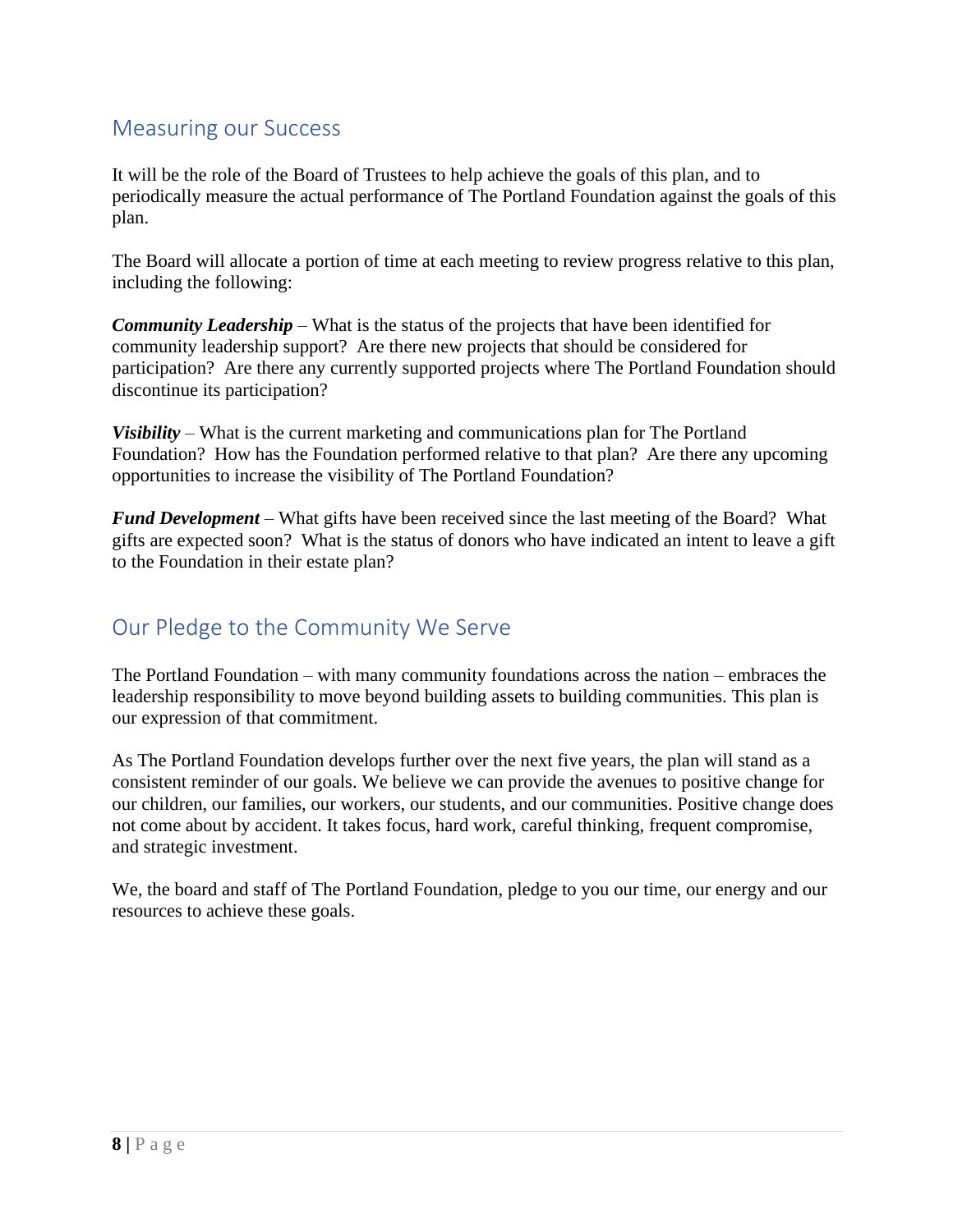## Measuring our Success

It will be the role of the Board of Trustees to help achieve the goals of this plan, and to periodically measure the actual performance of The Portland Foundation against the goals of this plan.

The Board will allocate a portion of time at each meeting to review progress relative to this plan, including the following:

***Community Leadership*** – What is the status of the projects that have been identified for community leadership support? Are there new projects that should be considered for participation? Are there any currently supported projects where The Portland Foundation should discontinue its participation?

***Visibility*** – What is the current marketing and communications plan for The Portland Foundation? How has the Foundation performed relative to that plan? Are there any upcoming opportunities to increase the visibility of The Portland Foundation?

***Fund Development*** – What gifts have been received since the last meeting of the Board? What gifts are expected soon? What is the status of donors who have indicated an intent to leave a gift to the Foundation in their estate plan?

## Our Pledge to the Community We Serve

The Portland Foundation – with many community foundations across the nation – embraces the leadership responsibility to move beyond building assets to building communities. This plan is our expression of that commitment.

As The Portland Foundation develops further over the next five years, the plan will stand as a consistent reminder of our goals. We believe we can provide the avenues to positive change for our children, our families, our workers, our students, and our communities. Positive change does not come about by accident. It takes focus, hard work, careful thinking, frequent compromise, and strategic investment.

We, the board and staff of The Portland Foundation, pledge to you our time, our energy and our resources to achieve these goals.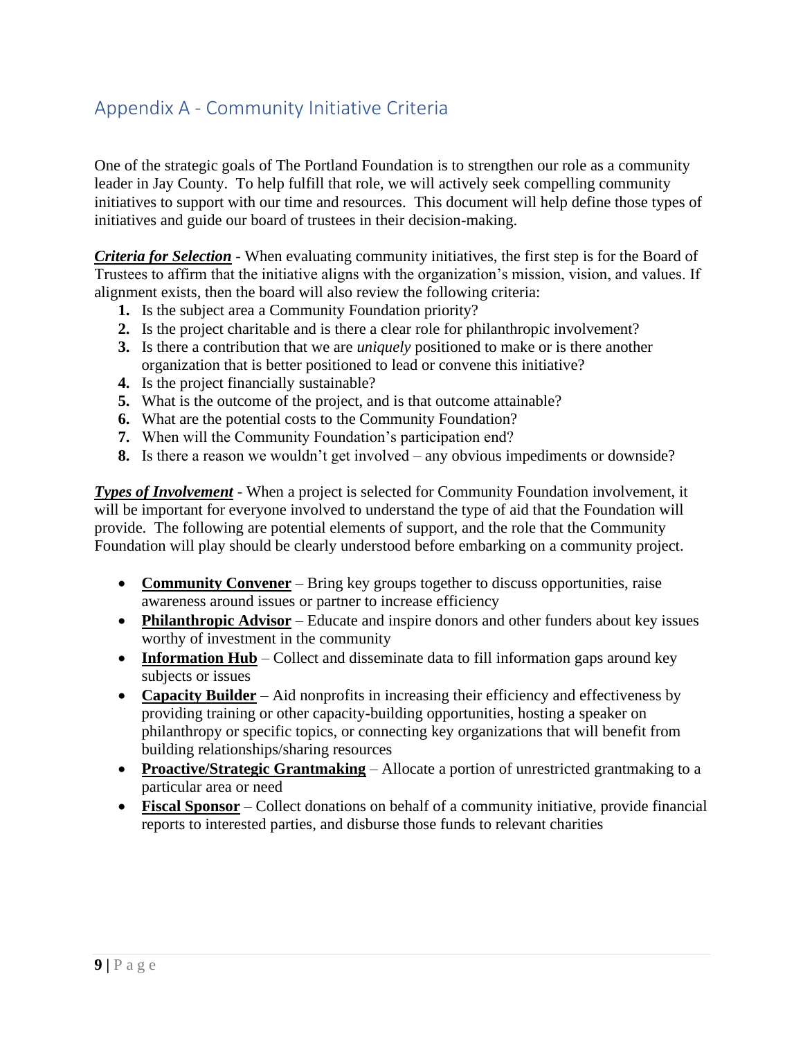## Appendix A - Community Initiative Criteria

One of the strategic goals of The Portland Foundation is to strengthen our role as a community leader in Jay County. To help fulfill that role, we will actively seek compelling community initiatives to support with our time and resources. This document will help define those types of initiatives and guide our board of trustees in their decision-making.

***Criteria for Selection*** - When evaluating community initiatives, the first step is for the Board of Trustees to affirm that the initiative aligns with the organization's mission, vision, and values. If alignment exists, then the board will also review the following criteria:

1. Is the subject area a Community Foundation priority?
2. Is the project charitable and is there a clear role for philanthropic involvement?
3. Is there a contribution that we are *uniquely* positioned to make or is there another organization that is better positioned to lead or convene this initiative?
4. Is the project financially sustainable?
5. What is the outcome of the project, and is that outcome attainable?
6. What are the potential costs to the Community Foundation?
7. When will the Community Foundation's participation end?
8. Is there a reason we wouldn't get involved – any obvious impediments or downside?

***Types of Involvement*** - When a project is selected for Community Foundation involvement, it will be important for everyone involved to understand the type of aid that the Foundation will provide. The following are potential elements of support, and the role that the Community Foundation will play should be clearly understood before embarking on a community project.

- **Community Convener** – Bring key groups together to discuss opportunities, raise awareness around issues or partner to increase efficiency
- **Philanthropic Advisor** – Educate and inspire donors and other funders about key issues worthy of investment in the community
- **Information Hub** – Collect and disseminate data to fill information gaps around key subjects or issues
- **Capacity Builder** – Aid nonprofits in increasing their efficiency and effectiveness by providing training or other capacity-building opportunities, hosting a speaker on philanthropy or specific topics, or connecting key organizations that will benefit from building relationships/sharing resources
- **Proactive/Strategic Grantmaking** – Allocate a portion of unrestricted grantmaking to a particular area or need
- **Fiscal Sponsor** – Collect donations on behalf of a community initiative, provide financial reports to interested parties, and disburse those funds to relevant charities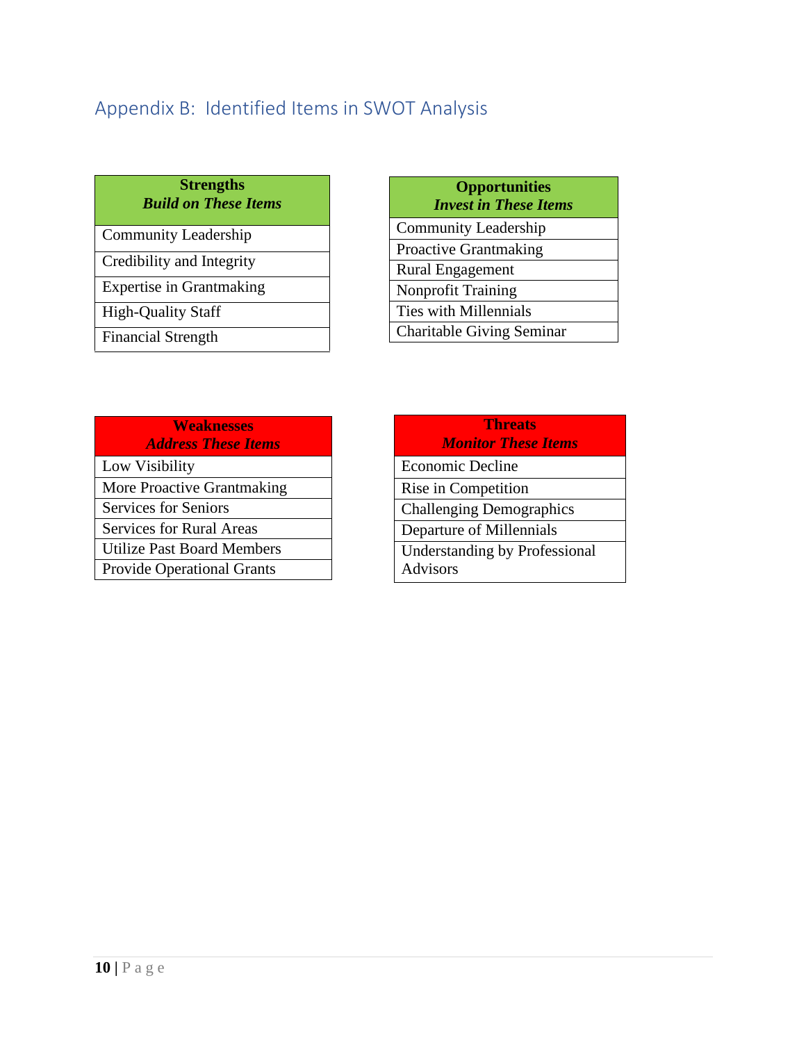## Appendix B: Identified Items in SWOT Analysis

| **Strengths** *Build on These Items* |
|---|
| Community Leadership |
| Credibility and Integrity |
| Expertise in Grantmaking |
| High-Quality Staff |
| Financial Strength |

| **Opportunities** *Invest in These Items* |
|---|
| Community Leadership |
| Proactive Grantmaking |
| Rural Engagement |
| Nonprofit Training |
| Ties with Millennials |
| Charitable Giving Seminar |

| **Weaknesses** *Address These Items* |
|---|
| Low Visibility |
| More Proactive Grantmaking |
| Services for Seniors |
| Services for Rural Areas |
| Utilize Past Board Members |
| Provide Operational Grants |

| **Threats** *Monitor These Items* |
|---|
| Economic Decline |
| Rise in Competition |
| Challenging Demographics |
| Departure of Millennials |
| Understanding by Professional Advisors |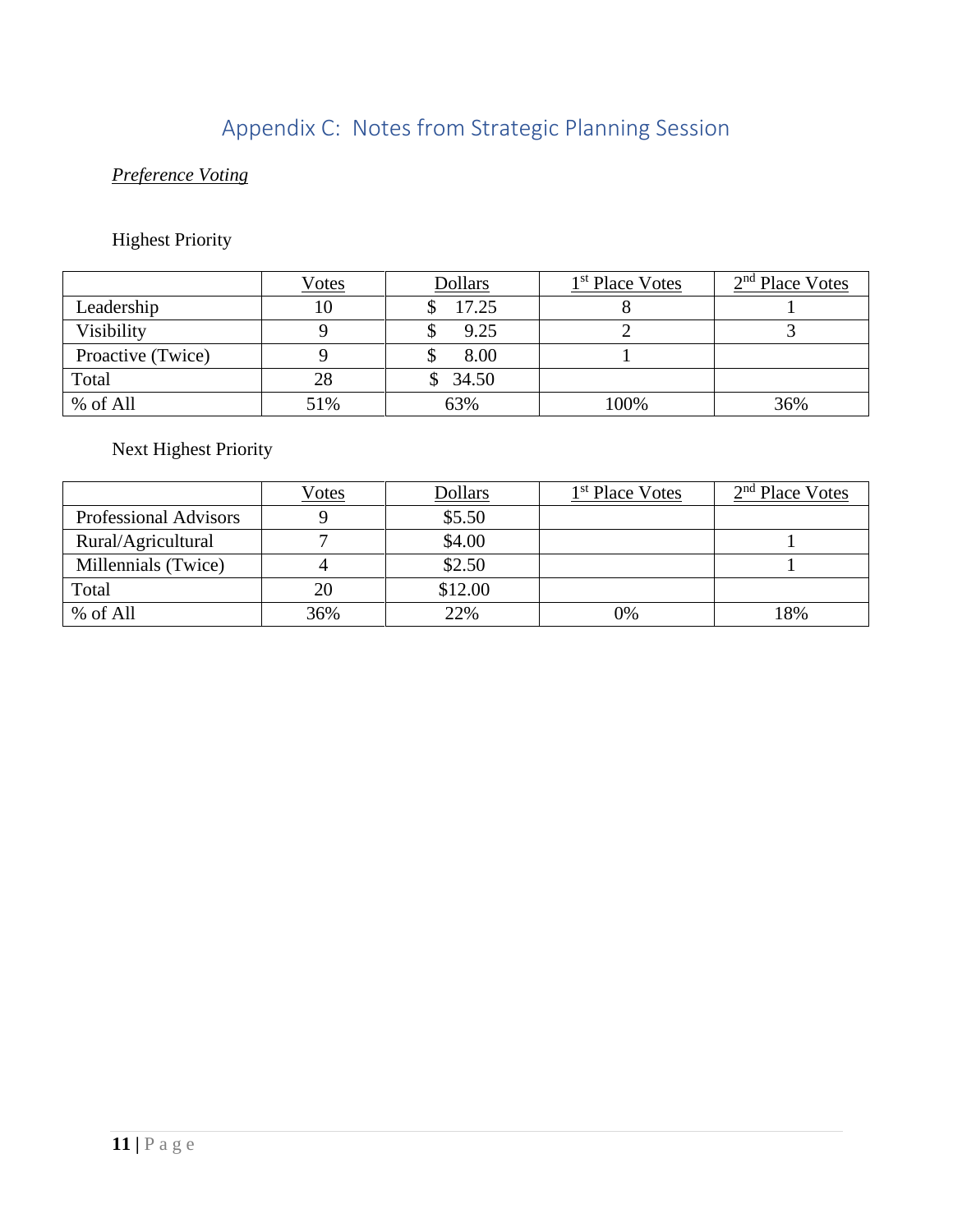# Appendix C: Notes from Strategic Planning Session

***Preference Voting***

Highest Priority

| | Votes | Dollars | 1st Place Votes | 2nd Place Votes |
|---|---|---|---|---|
| Leadership | 10 | $ 17.25 | 8 | 1 |
| Visibility | 9 | $ 9.25 | 2 | 3 |
| Proactive (Twice) | 9 | $ 8.00 | 1 | |
| Total | 28 | $ 34.50 | | |
| % of All | 51% | 63% | 100% | 36% |

Next Highest Priority

| | Votes | Dollars | 1st Place Votes | 2nd Place Votes |
|---|---|---|---|---|
| Professional Advisors | 9 | $5.50 | | |
| Rural/Agricultural | 7 | $4.00 | | 1 |
| Millennials (Twice) | 4 | $2.50 | | 1 |
| Total | 20 | $12.00 | | |
| % of All | 36% | 22% | 0% | 18% |